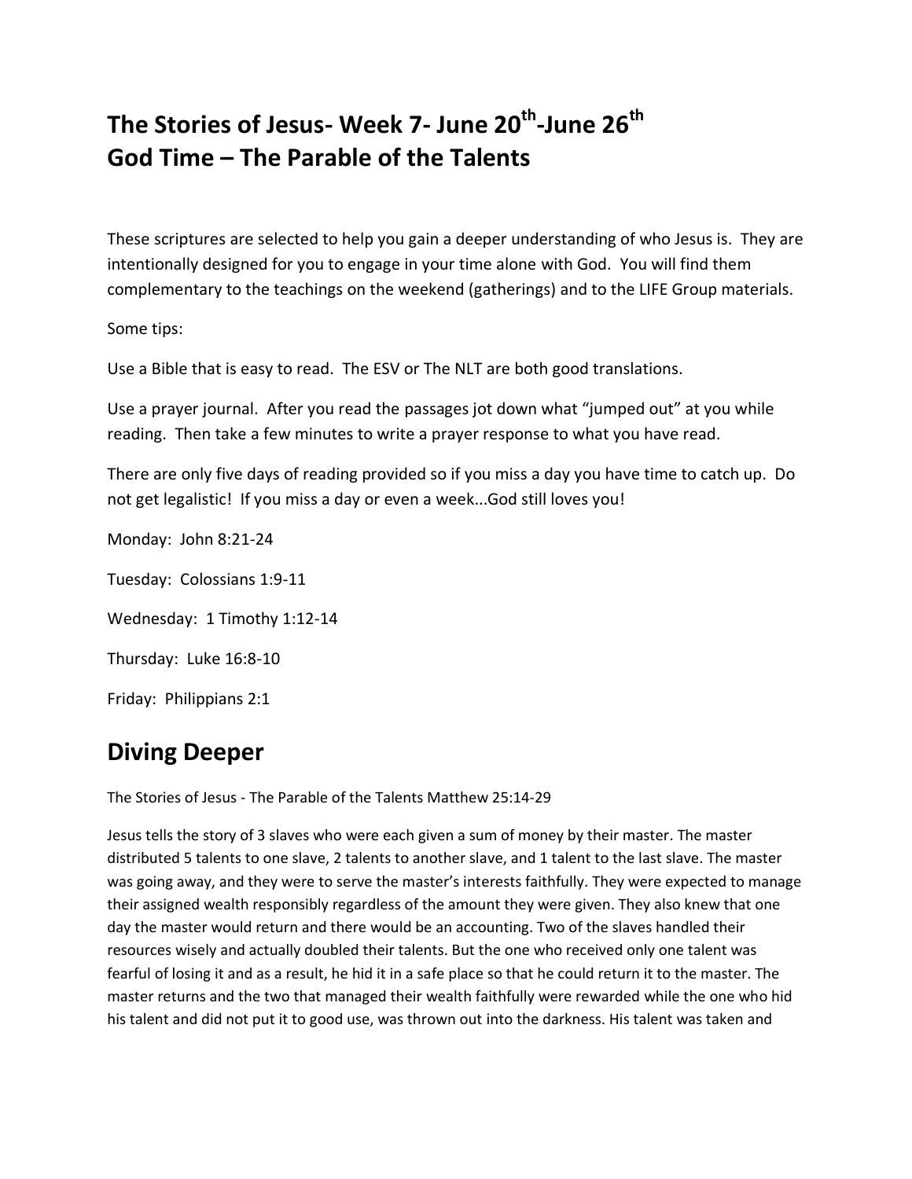# The Stories of Jesus- Week 7- June 20th-June 26th
# God Time – The Parable of the Talents

These scriptures are selected to help you gain a deeper understanding of who Jesus is. They are intentionally designed for you to engage in your time alone with God. You will find them complementary to the teachings on the weekend (gatherings) and to the LIFE Group materials.

Some tips:

Use a Bible that is easy to read. The ESV or The NLT are both good translations.

Use a prayer journal. After you read the passages jot down what "jumped out" at you while reading. Then take a few minutes to write a prayer response to what you have read.

There are only five days of reading provided so if you miss a day you have time to catch up. Do not get legalistic! If you miss a day or even a week...God still loves you!

Monday: John 8:21-24

Tuesday: Colossians 1:9-11

Wednesday: 1 Timothy 1:12-14

Thursday: Luke 16:8-10

Friday: Philippians 2:1

## Diving Deeper

The Stories of Jesus - The Parable of the Talents Matthew 25:14-29

Jesus tells the story of 3 slaves who were each given a sum of money by their master. The master distributed 5 talents to one slave, 2 talents to another slave, and 1 talent to the last slave. The master was going away, and they were to serve the master's interests faithfully. They were expected to manage their assigned wealth responsibly regardless of the amount they were given. They also knew that one day the master would return and there would be an accounting. Two of the slaves handled their resources wisely and actually doubled their talents. But the one who received only one talent was fearful of losing it and as a result, he hid it in a safe place so that he could return it to the master. The master returns and the two that managed their wealth faithfully were rewarded while the one who hid his talent and did not put it to good use, was thrown out into the darkness. His talent was taken and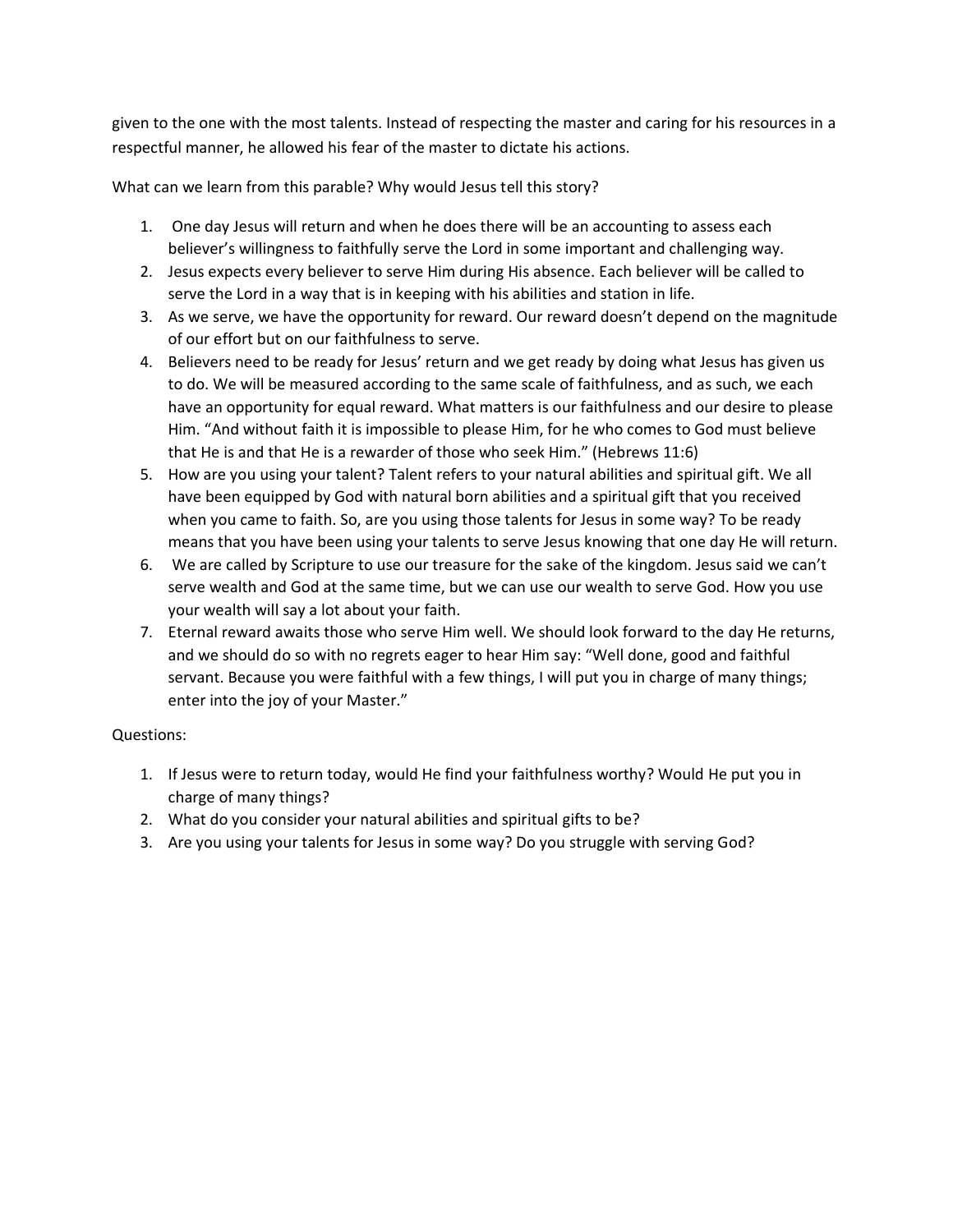given to the one with the most talents. Instead of respecting the master and caring for his resources in a respectful manner, he allowed his fear of the master to dictate his actions.

What can we learn from this parable? Why would Jesus tell this story?

1. One day Jesus will return and when he does there will be an accounting to assess each believer's willingness to faithfully serve the Lord in some important and challenging way.
2. Jesus expects every believer to serve Him during His absence. Each believer will be called to serve the Lord in a way that is in keeping with his abilities and station in life.
3. As we serve, we have the opportunity for reward. Our reward doesn't depend on the magnitude of our effort but on our faithfulness to serve.
4. Believers need to be ready for Jesus' return and we get ready by doing what Jesus has given us to do. We will be measured according to the same scale of faithfulness, and as such, we each have an opportunity for equal reward. What matters is our faithfulness and our desire to please Him. "And without faith it is impossible to please Him, for he who comes to God must believe that He is and that He is a rewarder of those who seek Him." (Hebrews 11:6)
5. How are you using your talent? Talent refers to your natural abilities and spiritual gift. We all have been equipped by God with natural born abilities and a spiritual gift that you received when you came to faith. So, are you using those talents for Jesus in some way? To be ready means that you have been using your talents to serve Jesus knowing that one day He will return.
6. We are called by Scripture to use our treasure for the sake of the kingdom. Jesus said we can't serve wealth and God at the same time, but we can use our wealth to serve God. How you use your wealth will say a lot about your faith.
7. Eternal reward awaits those who serve Him well. We should look forward to the day He returns, and we should do so with no regrets eager to hear Him say: "Well done, good and faithful servant. Because you were faithful with a few things, I will put you in charge of many things; enter into the joy of your Master."

Questions:

1. If Jesus were to return today, would He find your faithfulness worthy? Would He put you in charge of many things?
2. What do you consider your natural abilities and spiritual gifts to be?
3. Are you using your talents for Jesus in some way? Do you struggle with serving God?